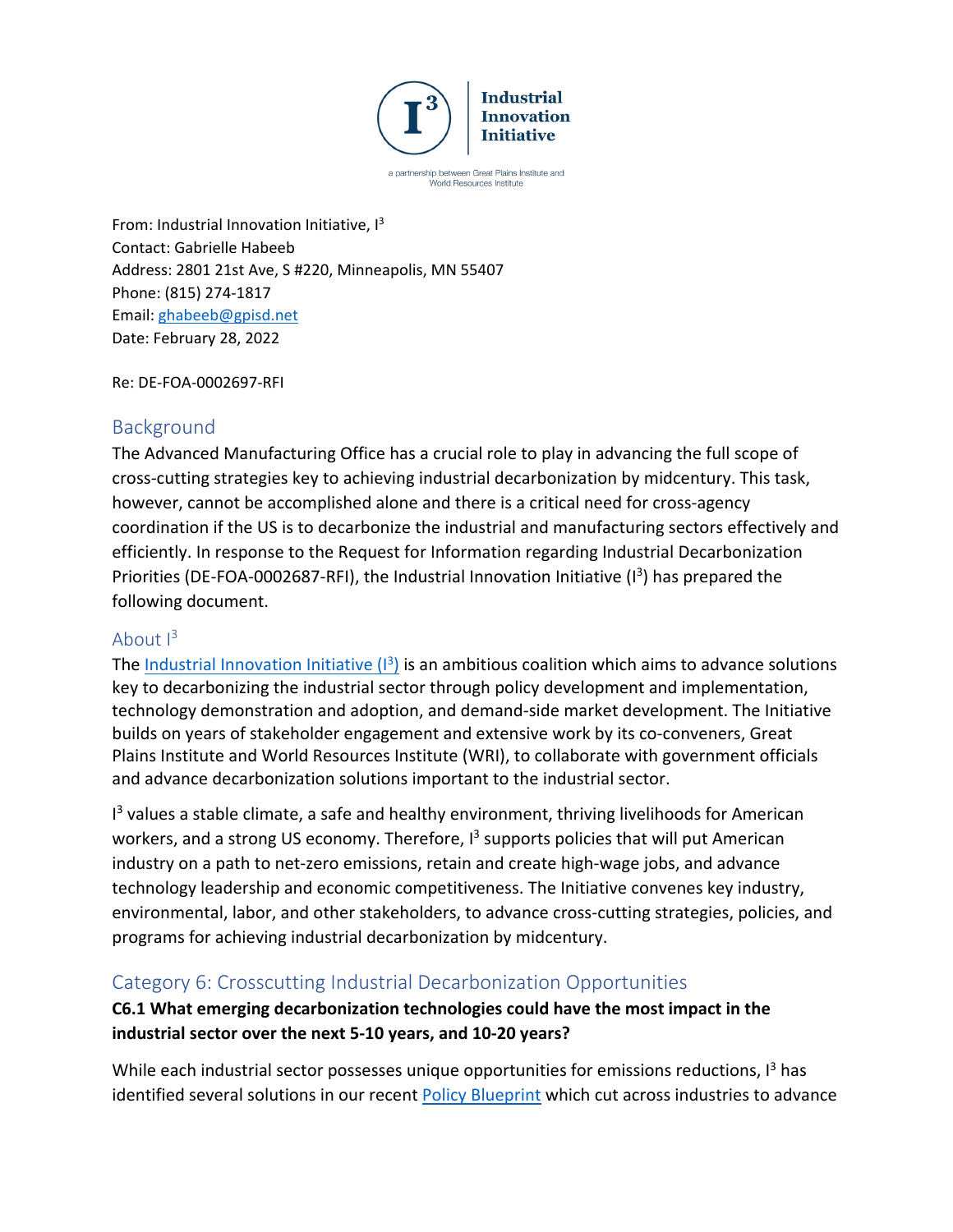Industrial Innovation Initiative

a partnership between Great Plains Institute and World Resources Institute

From: Industrial Innovation Initiative, I[3]
Contact: Gabrielle Habeeb
Address: 2801 21st Ave, S #220, Minneapolis, MN 55407
Phone: (815) 274-1817
Email: ghabeeb@gpisd.net
Date: February 28, 2022

Re: DE-FOA-0002697-RFI

## Background

The Advanced Manufacturing Office has a crucial role to play in advancing the full scope of cross-cutting strategies key to achieving industrial decarbonization by midcentury. This task, however, cannot be accomplished alone and there is a critical need for cross-agency coordination if the US is to decarbonize the industrial and manufacturing sectors effectively and efficiently. In response to the Request for Information regarding Industrial Decarbonization Priorities (DE-FOA-0002687-RFI), the Industrial Innovation Initiative (I[3]) has prepared the following document.

### About I[3]

The Industrial Innovation Initiative (I[3]) is an ambitious coalition which aims to advance solutions key to decarbonizing the industrial sector through policy development and implementation, technology demonstration and adoption, and demand-side market development. The Initiative builds on years of stakeholder engagement and extensive work by its co-conveners, Great Plains Institute and World Resources Institute (WRI), to collaborate with government officials and advance decarbonization solutions important to the industrial sector.

I[3] values a stable climate, a safe and healthy environment, thriving livelihoods for American workers, and a strong US economy. Therefore, I[3] supports policies that will put American industry on a path to net-zero emissions, retain and create high-wage jobs, and advance technology leadership and economic competitiveness. The Initiative convenes key industry, environmental, labor, and other stakeholders, to advance cross-cutting strategies, policies, and programs for achieving industrial decarbonization by midcentury.

## Category 6: Crosscutting Industrial Decarbonization Opportunities

**C6.1 What emerging decarbonization technologies could have the most impact in the industrial sector over the next 5-10 years, and 10-20 years?**

While each industrial sector possesses unique opportunities for emissions reductions, I[3] has identified several solutions in our recent Policy Blueprint which cut across industries to advance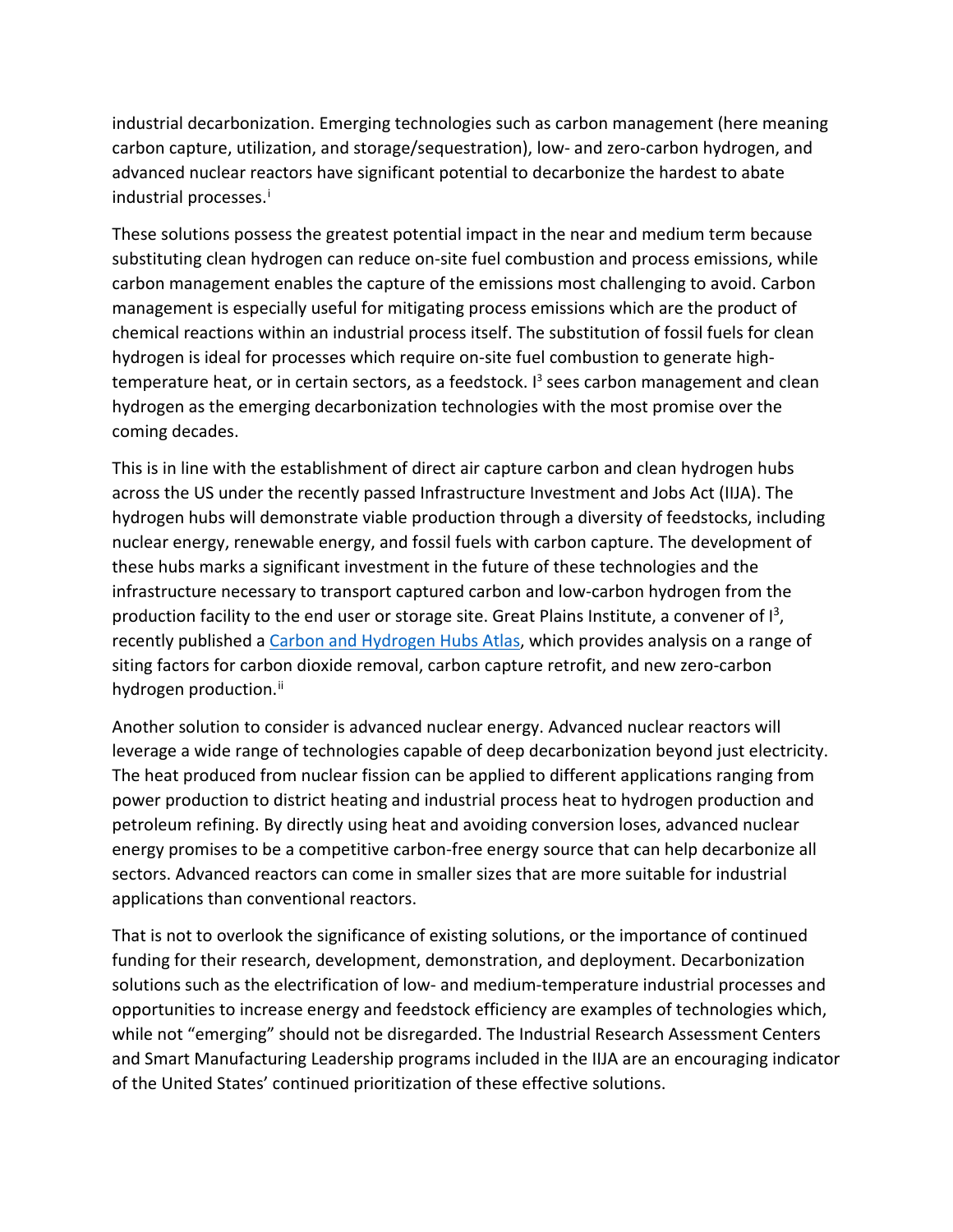industrial decarbonization. Emerging technologies such as carbon management (here meaning carbon capture, utilization, and storage/sequestration), low- and zero-carbon hydrogen, and advanced nuclear reactors have significant potential to decarbonize the hardest to abate industrial processes.[i]

These solutions possess the greatest potential impact in the near and medium term because substituting clean hydrogen can reduce on-site fuel combustion and process emissions, while carbon management enables the capture of the emissions most challenging to avoid. Carbon management is especially useful for mitigating process emissions which are the product of chemical reactions within an industrial process itself. The substitution of fossil fuels for clean hydrogen is ideal for processes which require on-site fuel combustion to generate high-temperature heat, or in certain sectors, as a feedstock. $I^3$ sees carbon management and clean hydrogen as the emerging decarbonization technologies with the most promise over the coming decades.

This is in line with the establishment of direct air capture carbon and clean hydrogen hubs across the US under the recently passed Infrastructure Investment and Jobs Act (IIJA). The hydrogen hubs will demonstrate viable production through a diversity of feedstocks, including nuclear energy, renewable energy, and fossil fuels with carbon capture. The development of these hubs marks a significant investment in the future of these technologies and the infrastructure necessary to transport captured carbon and low-carbon hydrogen from the production facility to the end user or storage site. Great Plains Institute, a convener of $I^3$, recently published a [Carbon and Hydrogen Hubs Atlas](), which provides analysis on a range of siting factors for carbon dioxide removal, carbon capture retrofit, and new zero-carbon hydrogen production.[ii]

Another solution to consider is advanced nuclear energy. Advanced nuclear reactors will leverage a wide range of technologies capable of deep decarbonization beyond just electricity. The heat produced from nuclear fission can be applied to different applications ranging from power production to district heating and industrial process heat to hydrogen production and petroleum refining. By directly using heat and avoiding conversion loses, advanced nuclear energy promises to be a competitive carbon-free energy source that can help decarbonize all sectors. Advanced reactors can come in smaller sizes that are more suitable for industrial applications than conventional reactors.

That is not to overlook the significance of existing solutions, or the importance of continued funding for their research, development, demonstration, and deployment. Decarbonization solutions such as the electrification of low- and medium-temperature industrial processes and opportunities to increase energy and feedstock efficiency are examples of technologies which, while not "emerging" should not be disregarded. The Industrial Research Assessment Centers and Smart Manufacturing Leadership programs included in the IIJA are an encouraging indicator of the United States' continued prioritization of these effective solutions.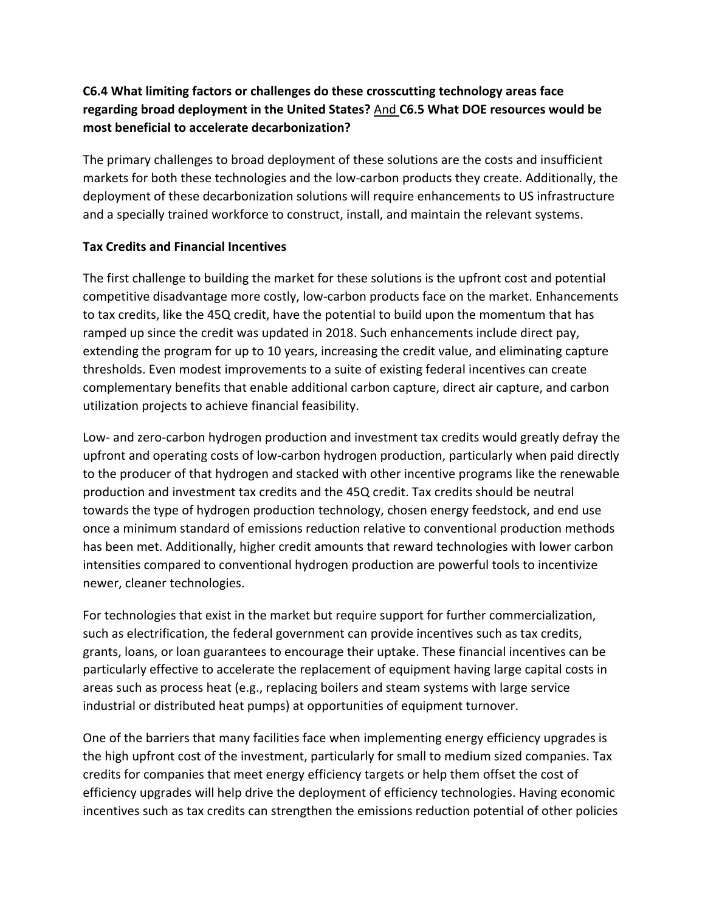**C6.4 What limiting factors or challenges do these crosscutting technology areas face regarding broad deployment in the United States?** And **C6.5 What DOE resources would be most beneficial to accelerate decarbonization?**

The primary challenges to broad deployment of these solutions are the costs and insufficient markets for both these technologies and the low-carbon products they create. Additionally, the deployment of these decarbonization solutions will require enhancements to US infrastructure and a specially trained workforce to construct, install, and maintain the relevant systems.

**Tax Credits and Financial Incentives**

The first challenge to building the market for these solutions is the upfront cost and potential competitive disadvantage more costly, low-carbon products face on the market. Enhancements to tax credits, like the 45Q credit, have the potential to build upon the momentum that has ramped up since the credit was updated in 2018. Such enhancements include direct pay, extending the program for up to 10 years, increasing the credit value, and eliminating capture thresholds. Even modest improvements to a suite of existing federal incentives can create complementary benefits that enable additional carbon capture, direct air capture, and carbon utilization projects to achieve financial feasibility.

Low- and zero-carbon hydrogen production and investment tax credits would greatly defray the upfront and operating costs of low-carbon hydrogen production, particularly when paid directly to the producer of that hydrogen and stacked with other incentive programs like the renewable production and investment tax credits and the 45Q credit. Tax credits should be neutral towards the type of hydrogen production technology, chosen energy feedstock, and end use once a minimum standard of emissions reduction relative to conventional production methods has been met. Additionally, higher credit amounts that reward technologies with lower carbon intensities compared to conventional hydrogen production are powerful tools to incentivize newer, cleaner technologies.

For technologies that exist in the market but require support for further commercialization, such as electrification, the federal government can provide incentives such as tax credits, grants, loans, or loan guarantees to encourage their uptake. These financial incentives can be particularly effective to accelerate the replacement of equipment having large capital costs in areas such as process heat (e.g., replacing boilers and steam systems with large service industrial or distributed heat pumps) at opportunities of equipment turnover.

One of the barriers that many facilities face when implementing energy efficiency upgrades is the high upfront cost of the investment, particularly for small to medium sized companies. Tax credits for companies that meet energy efficiency targets or help them offset the cost of efficiency upgrades will help drive the deployment of efficiency technologies. Having economic incentives such as tax credits can strengthen the emissions reduction potential of other policies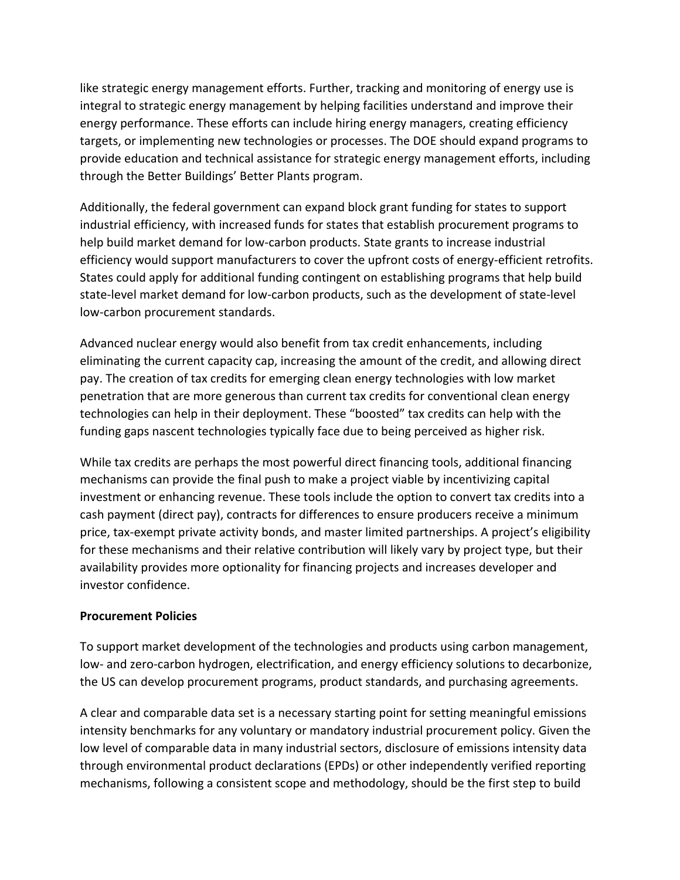like strategic energy management efforts. Further, tracking and monitoring of energy use is integral to strategic energy management by helping facilities understand and improve their energy performance. These efforts can include hiring energy managers, creating efficiency targets, or implementing new technologies or processes. The DOE should expand programs to provide education and technical assistance for strategic energy management efforts, including through the Better Buildings' Better Plants program.

Additionally, the federal government can expand block grant funding for states to support industrial efficiency, with increased funds for states that establish procurement programs to help build market demand for low-carbon products. State grants to increase industrial efficiency would support manufacturers to cover the upfront costs of energy-efficient retrofits. States could apply for additional funding contingent on establishing programs that help build state-level market demand for low-carbon products, such as the development of state-level low-carbon procurement standards.

Advanced nuclear energy would also benefit from tax credit enhancements, including eliminating the current capacity cap, increasing the amount of the credit, and allowing direct pay. The creation of tax credits for emerging clean energy technologies with low market penetration that are more generous than current tax credits for conventional clean energy technologies can help in their deployment. These "boosted" tax credits can help with the funding gaps nascent technologies typically face due to being perceived as higher risk.

While tax credits are perhaps the most powerful direct financing tools, additional financing mechanisms can provide the final push to make a project viable by incentivizing capital investment or enhancing revenue. These tools include the option to convert tax credits into a cash payment (direct pay), contracts for differences to ensure producers receive a minimum price, tax-exempt private activity bonds, and master limited partnerships. A project's eligibility for these mechanisms and their relative contribution will likely vary by project type, but their availability provides more optionality for financing projects and increases developer and investor confidence.

**Procurement Policies**

To support market development of the technologies and products using carbon management, low- and zero-carbon hydrogen, electrification, and energy efficiency solutions to decarbonize, the US can develop procurement programs, product standards, and purchasing agreements.

A clear and comparable data set is a necessary starting point for setting meaningful emissions intensity benchmarks for any voluntary or mandatory industrial procurement policy. Given the low level of comparable data in many industrial sectors, disclosure of emissions intensity data through environmental product declarations (EPDs) or other independently verified reporting mechanisms, following a consistent scope and methodology, should be the first step to build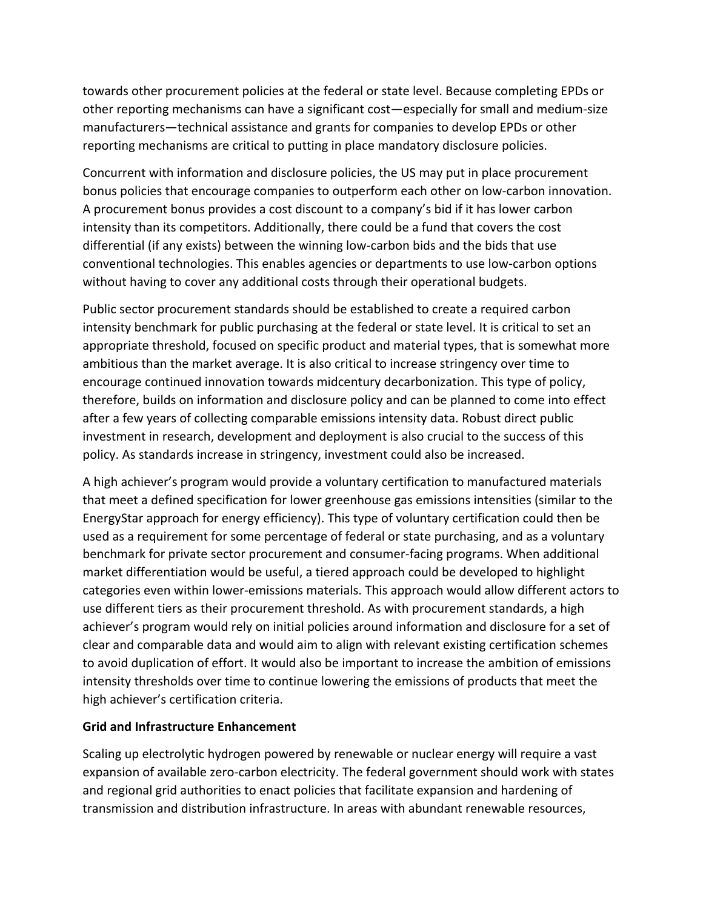towards other procurement policies at the federal or state level. Because completing EPDs or other reporting mechanisms can have a significant cost—especially for small and medium-size manufacturers—technical assistance and grants for companies to develop EPDs or other reporting mechanisms are critical to putting in place mandatory disclosure policies.

Concurrent with information and disclosure policies, the US may put in place procurement bonus policies that encourage companies to outperform each other on low-carbon innovation. A procurement bonus provides a cost discount to a company's bid if it has lower carbon intensity than its competitors. Additionally, there could be a fund that covers the cost differential (if any exists) between the winning low-carbon bids and the bids that use conventional technologies. This enables agencies or departments to use low-carbon options without having to cover any additional costs through their operational budgets.

Public sector procurement standards should be established to create a required carbon intensity benchmark for public purchasing at the federal or state level. It is critical to set an appropriate threshold, focused on specific product and material types, that is somewhat more ambitious than the market average. It is also critical to increase stringency over time to encourage continued innovation towards midcentury decarbonization. This type of policy, therefore, builds on information and disclosure policy and can be planned to come into effect after a few years of collecting comparable emissions intensity data. Robust direct public investment in research, development and deployment is also crucial to the success of this policy. As standards increase in stringency, investment could also be increased.

A high achiever's program would provide a voluntary certification to manufactured materials that meet a defined specification for lower greenhouse gas emissions intensities (similar to the EnergyStar approach for energy efficiency). This type of voluntary certification could then be used as a requirement for some percentage of federal or state purchasing, and as a voluntary benchmark for private sector procurement and consumer-facing programs. When additional market differentiation would be useful, a tiered approach could be developed to highlight categories even within lower-emissions materials. This approach would allow different actors to use different tiers as their procurement threshold. As with procurement standards, a high achiever's program would rely on initial policies around information and disclosure for a set of clear and comparable data and would aim to align with relevant existing certification schemes to avoid duplication of effort. It would also be important to increase the ambition of emissions intensity thresholds over time to continue lowering the emissions of products that meet the high achiever's certification criteria.

**Grid and Infrastructure Enhancement**

Scaling up electrolytic hydrogen powered by renewable or nuclear energy will require a vast expansion of available zero-carbon electricity. The federal government should work with states and regional grid authorities to enact policies that facilitate expansion and hardening of transmission and distribution infrastructure. In areas with abundant renewable resources,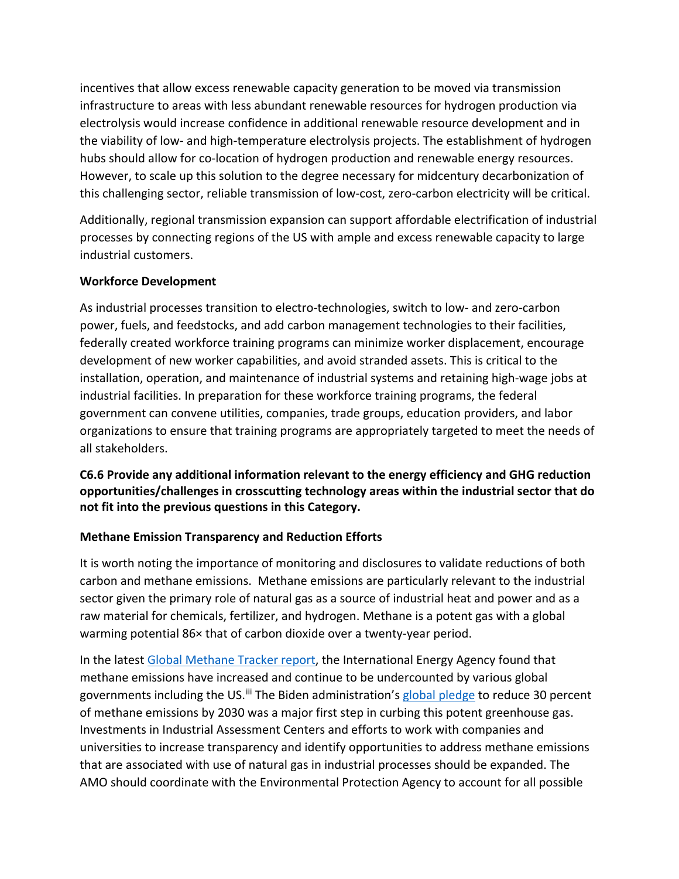incentives that allow excess renewable capacity generation to be moved via transmission infrastructure to areas with less abundant renewable resources for hydrogen production via electrolysis would increase confidence in additional renewable resource development and in the viability of low- and high-temperature electrolysis projects. The establishment of hydrogen hubs should allow for co-location of hydrogen production and renewable energy resources. However, to scale up this solution to the degree necessary for midcentury decarbonization of this challenging sector, reliable transmission of low-cost, zero-carbon electricity will be critical.

Additionally, regional transmission expansion can support affordable electrification of industrial processes by connecting regions of the US with ample and excess renewable capacity to large industrial customers.

**Workforce Development**

As industrial processes transition to electro-technologies, switch to low- and zero-carbon power, fuels, and feedstocks, and add carbon management technologies to their facilities, federally created workforce training programs can minimize worker displacement, encourage development of new worker capabilities, and avoid stranded assets. This is critical to the installation, operation, and maintenance of industrial systems and retaining high-wage jobs at industrial facilities. In preparation for these workforce training programs, the federal government can convene utilities, companies, trade groups, education providers, and labor organizations to ensure that training programs are appropriately targeted to meet the needs of all stakeholders.

**C6.6 Provide any additional information relevant to the energy efficiency and GHG reduction opportunities/challenges in crosscutting technology areas within the industrial sector that do not fit into the previous questions in this Category.**

**Methane Emission Transparency and Reduction Efforts**

It is worth noting the importance of monitoring and disclosures to validate reductions of both carbon and methane emissions. Methane emissions are particularly relevant to the industrial sector given the primary role of natural gas as a source of industrial heat and power and as a raw material for chemicals, fertilizer, and hydrogen. Methane is a potent gas with a global warming potential 86× that of carbon dioxide over a twenty-year period.

In the latest Global Methane Tracker report, the International Energy Agency found that methane emissions have increased and continue to be undercounted by various global governments including the US.[iii] The Biden administration's global pledge to reduce 30 percent of methane emissions by 2030 was a major first step in curbing this potent greenhouse gas. Investments in Industrial Assessment Centers and efforts to work with companies and universities to increase transparency and identify opportunities to address methane emissions that are associated with use of natural gas in industrial processes should be expanded. The AMO should coordinate with the Environmental Protection Agency to account for all possible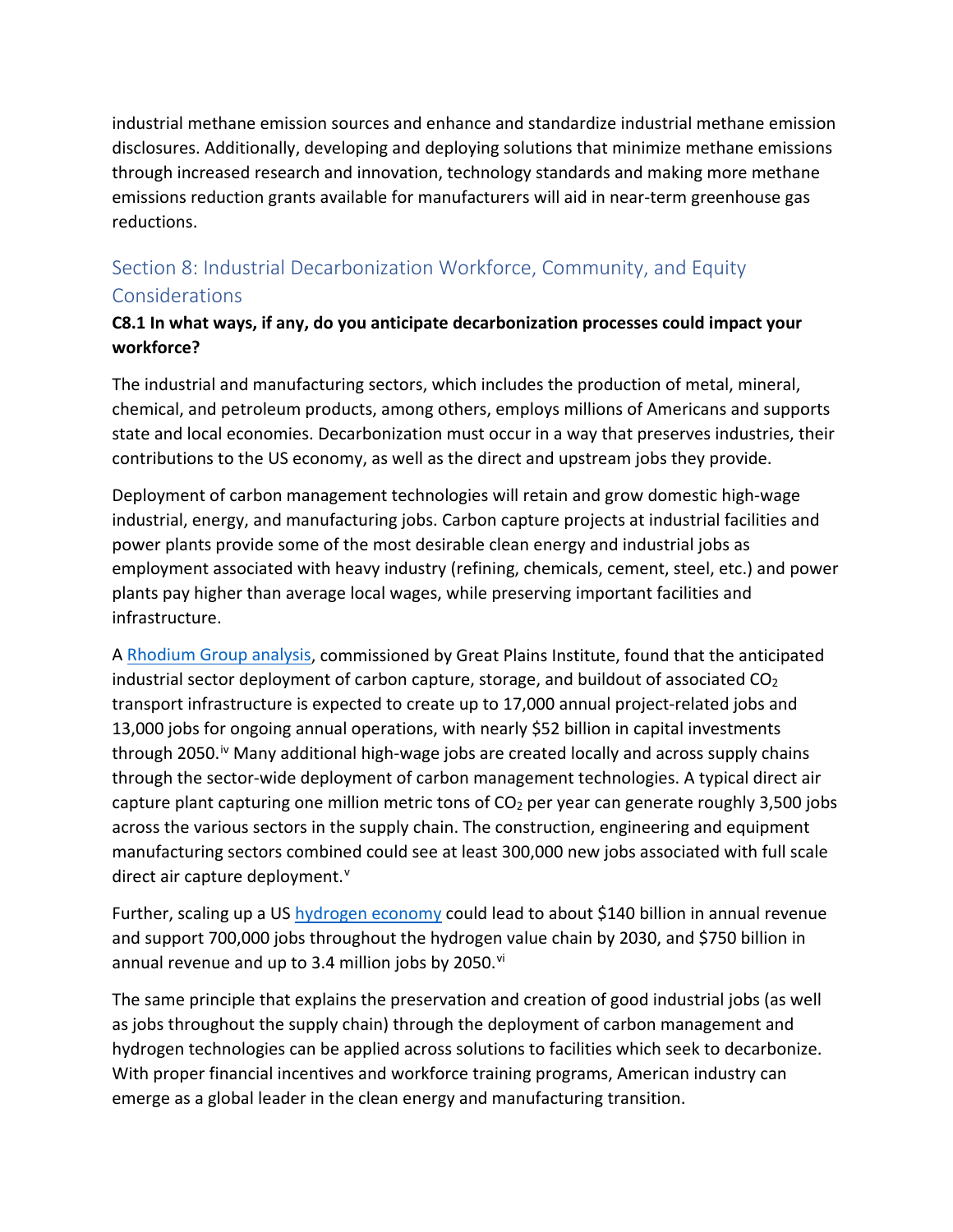industrial methane emission sources and enhance and standardize industrial methane emission disclosures. Additionally, developing and deploying solutions that minimize methane emissions through increased research and innovation, technology standards and making more methane emissions reduction grants available for manufacturers will aid in near-term greenhouse gas reductions.

## Section 8: Industrial Decarbonization Workforce, Community, and Equity Considerations

**C8.1 In what ways, if any, do you anticipate decarbonization processes could impact your workforce?**

The industrial and manufacturing sectors, which includes the production of metal, mineral, chemical, and petroleum products, among others, employs millions of Americans and supports state and local economies. Decarbonization must occur in a way that preserves industries, their contributions to the US economy, as well as the direct and upstream jobs they provide.

Deployment of carbon management technologies will retain and grow domestic high-wage industrial, energy, and manufacturing jobs. Carbon capture projects at industrial facilities and power plants provide some of the most desirable clean energy and industrial jobs as employment associated with heavy industry (refining, chemicals, cement, steel, etc.) and power plants pay higher than average local wages, while preserving important facilities and infrastructure.

A Rhodium Group analysis, commissioned by Great Plains Institute, found that the anticipated industrial sector deployment of carbon capture, storage, and buildout of associated $CO_2$ transport infrastructure is expected to create up to 17,000 annual project-related jobs and 13,000 jobs for ongoing annual operations, with nearly $52 billion in capital investments through 2050.[iv] Many additional high-wage jobs are created locally and across supply chains through the sector-wide deployment of carbon management technologies. A typical direct air capture plant capturing one million metric tons of $CO_2$ per year can generate roughly 3,500 jobs across the various sectors in the supply chain. The construction, engineering and equipment manufacturing sectors combined could see at least 300,000 new jobs associated with full scale direct air capture deployment.[v]

Further, scaling up a US hydrogen economy could lead to about $140 billion in annual revenue and support 700,000 jobs throughout the hydrogen value chain by 2030, and $750 billion in annual revenue and up to 3.4 million jobs by 2050.[vi]

The same principle that explains the preservation and creation of good industrial jobs (as well as jobs throughout the supply chain) through the deployment of carbon management and hydrogen technologies can be applied across solutions to facilities which seek to decarbonize. With proper financial incentives and workforce training programs, American industry can emerge as a global leader in the clean energy and manufacturing transition.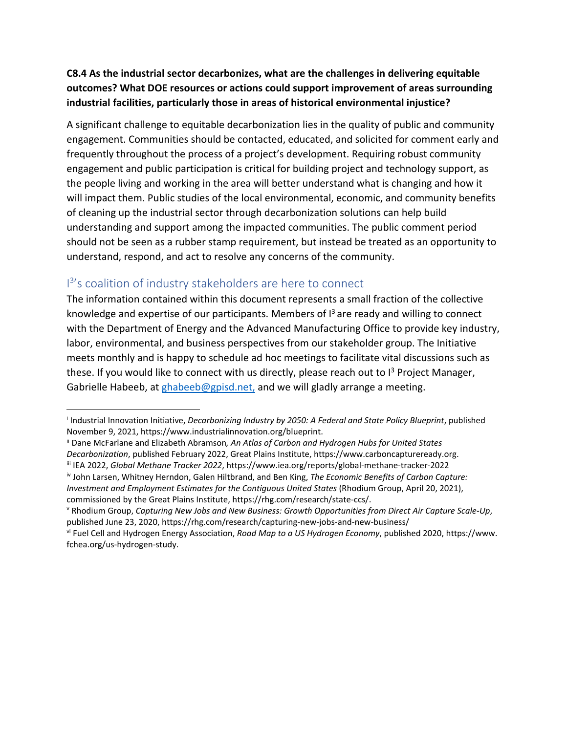**C8.4 As the industrial sector decarbonizes, what are the challenges in delivering equitable outcomes? What DOE resources or actions could support improvement of areas surrounding industrial facilities, particularly those in areas of historical environmental injustice?**

A significant challenge to equitable decarbonization lies in the quality of public and community engagement. Communities should be contacted, educated, and solicited for comment early and frequently throughout the process of a project's development. Requiring robust community engagement and public participation is critical for building project and technology support, as the people living and working in the area will better understand what is changing and how it will impact them. Public studies of the local environmental, economic, and community benefits of cleaning up the industrial sector through decarbonization solutions can help build understanding and support among the impacted communities. The public comment period should not be seen as a rubber stamp requirement, but instead be treated as an opportunity to understand, respond, and act to resolve any concerns of the community.

## I³'s coalition of industry stakeholders are here to connect

The information contained within this document represents a small fraction of the collective knowledge and expertise of our participants. Members of I³ are ready and willing to connect with the Department of Energy and the Advanced Manufacturing Office to provide key industry, labor, environmental, and business perspectives from our stakeholder group. The Initiative meets monthly and is happy to schedule ad hoc meetings to facilitate vital discussions such as these. If you would like to connect with us directly, please reach out to I³ Project Manager, Gabrielle Habeeb, at [ghabeeb@gpisd.net,](mailto:ghabeeb@gpisd.net) and we will gladly arrange a meeting.

---

[i] Industrial Innovation Initiative, *Decarbonizing Industry by 2050: A Federal and State Policy Blueprint*, published November 9, 2021, https://www.industrialinnovation.org/blueprint.

[ii] Dane McFarlane and Elizabeth Abramson*, An Atlas of Carbon and Hydrogen Hubs for United States Decarbonization*, published February 2022, Great Plains Institute, https://www.carboncaptureready.org.

[iii] IEA 2022, *Global Methane Tracker 2022*, https://www.iea.org/reports/global-methane-tracker-2022

[iv] John Larsen, Whitney Herndon, Galen Hiltbrand, and Ben King, *The Economic Benefits of Carbon Capture: Investment and Employment Estimates for the Contiguous United States* (Rhodium Group, April 20, 2021), commissioned by the Great Plains Institute, https://rhg.com/research/state-ccs/.

[v] Rhodium Group, *Capturing New Jobs and New Business: Growth Opportunities from Direct Air Capture Scale-Up*, published June 23, 2020, https://rhg.com/research/capturing-new-jobs-and-new-business/

[vi] Fuel Cell and Hydrogen Energy Association, *Road Map to a US Hydrogen Economy*, published 2020, https://www.fchea.org/us-hydrogen-study.